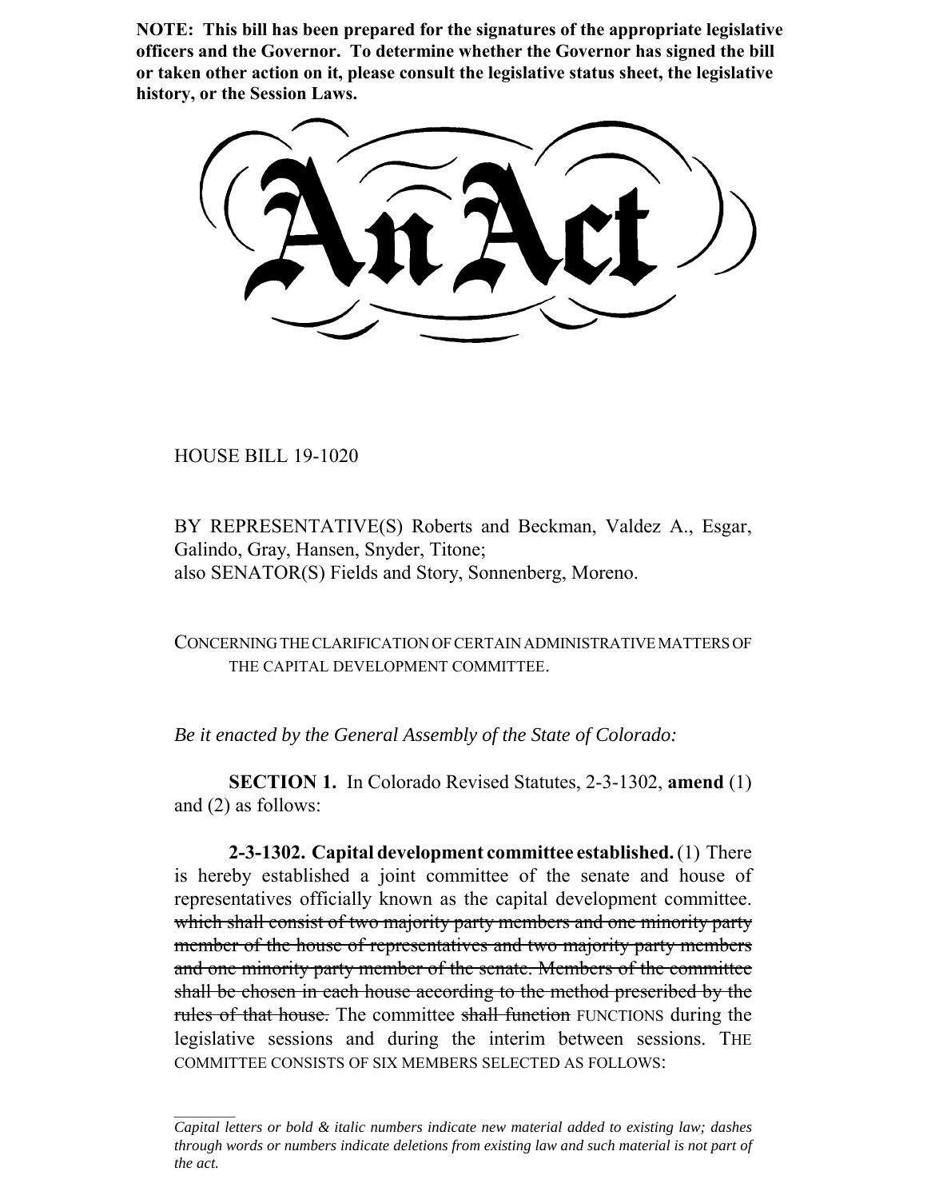**NOTE: This bill has been prepared for the signatures of the appropriate legislative officers and the Governor. To determine whether the Governor has signed the bill or taken other action on it, please consult the legislative status sheet, the legislative history, or the Session Laws.**

# An Act

HOUSE BILL 19-1020

BY REPRESENTATIVE(S) Roberts and Beckman, Valdez A., Esgar, Galindo, Gray, Hansen, Snyder, Titone;
also SENATOR(S) Fields and Story, Sonnenberg, Moreno.

CONCERNING THE CLARIFICATION OF CERTAIN ADMINISTRATIVE MATTERS OF THE CAPITAL DEVELOPMENT COMMITTEE.

*Be it enacted by the General Assembly of the State of Colorado:*

**SECTION 1.** In Colorado Revised Statutes, 2-3-1302, **amend** (1) and (2) as follows:

**2-3-1302. Capital development committee established.** (1) There is hereby established a joint committee of the senate and house of representatives officially known as the capital development committee. ~~which shall consist of two majority party members and one minority party member of the house of representatives and two majority party members and one minority party member of the senate. Members of the committee shall be chosen in each house according to the method prescribed by the rules of that house.~~ The committee ~~shall function~~ FUNCTIONS during the legislative sessions and during the interim between sessions. THE COMMITTEE CONSISTS OF SIX MEMBERS SELECTED AS FOLLOWS:

*Capital letters or bold & italic numbers indicate new material added to existing law; dashes through words or numbers indicate deletions from existing law and such material is not part of the act.*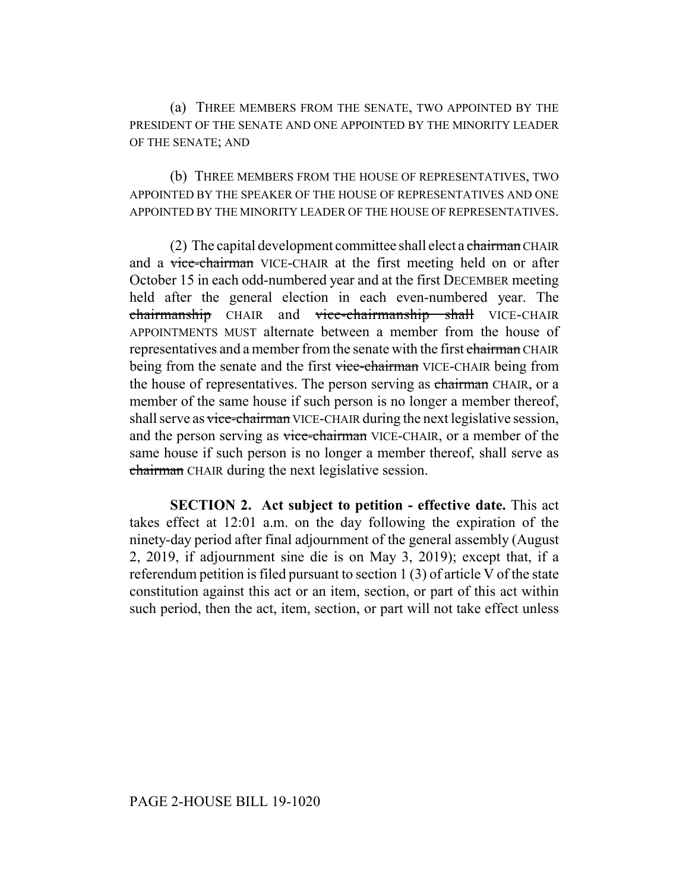(a) THREE MEMBERS FROM THE SENATE, TWO APPOINTED BY THE PRESIDENT OF THE SENATE AND ONE APPOINTED BY THE MINORITY LEADER OF THE SENATE; AND

(b) THREE MEMBERS FROM THE HOUSE OF REPRESENTATIVES, TWO APPOINTED BY THE SPEAKER OF THE HOUSE OF REPRESENTATIVES AND ONE APPOINTED BY THE MINORITY LEADER OF THE HOUSE OF REPRESENTATIVES.

(2) The capital development committee shall elect a ~~chairman~~ CHAIR and a ~~vice-chairman~~ VICE-CHAIR at the first meeting held on or after October 15 in each odd-numbered year and at the first DECEMBER meeting held after the general election in each even-numbered year. The ~~chairmanship~~ CHAIR and ~~vice-chairmanship shall~~ VICE-CHAIR APPOINTMENTS MUST alternate between a member from the house of representatives and a member from the senate with the first ~~chairman~~ CHAIR being from the senate and the first ~~vice-chairman~~ VICE-CHAIR being from the house of representatives. The person serving as ~~chairman~~ CHAIR, or a member of the same house if such person is no longer a member thereof, shall serve as ~~vice-chairman~~ VICE-CHAIR during the next legislative session, and the person serving as ~~vice-chairman~~ VICE-CHAIR, or a member of the same house if such person is no longer a member thereof, shall serve as ~~chairman~~ CHAIR during the next legislative session.

**SECTION 2. Act subject to petition - effective date.** This act takes effect at 12:01 a.m. on the day following the expiration of the ninety-day period after final adjournment of the general assembly (August 2, 2019, if adjournment sine die is on May 3, 2019); except that, if a referendum petition is filed pursuant to section 1 (3) of article V of the state constitution against this act or an item, section, or part of this act within such period, then the act, item, section, or part will not take effect unless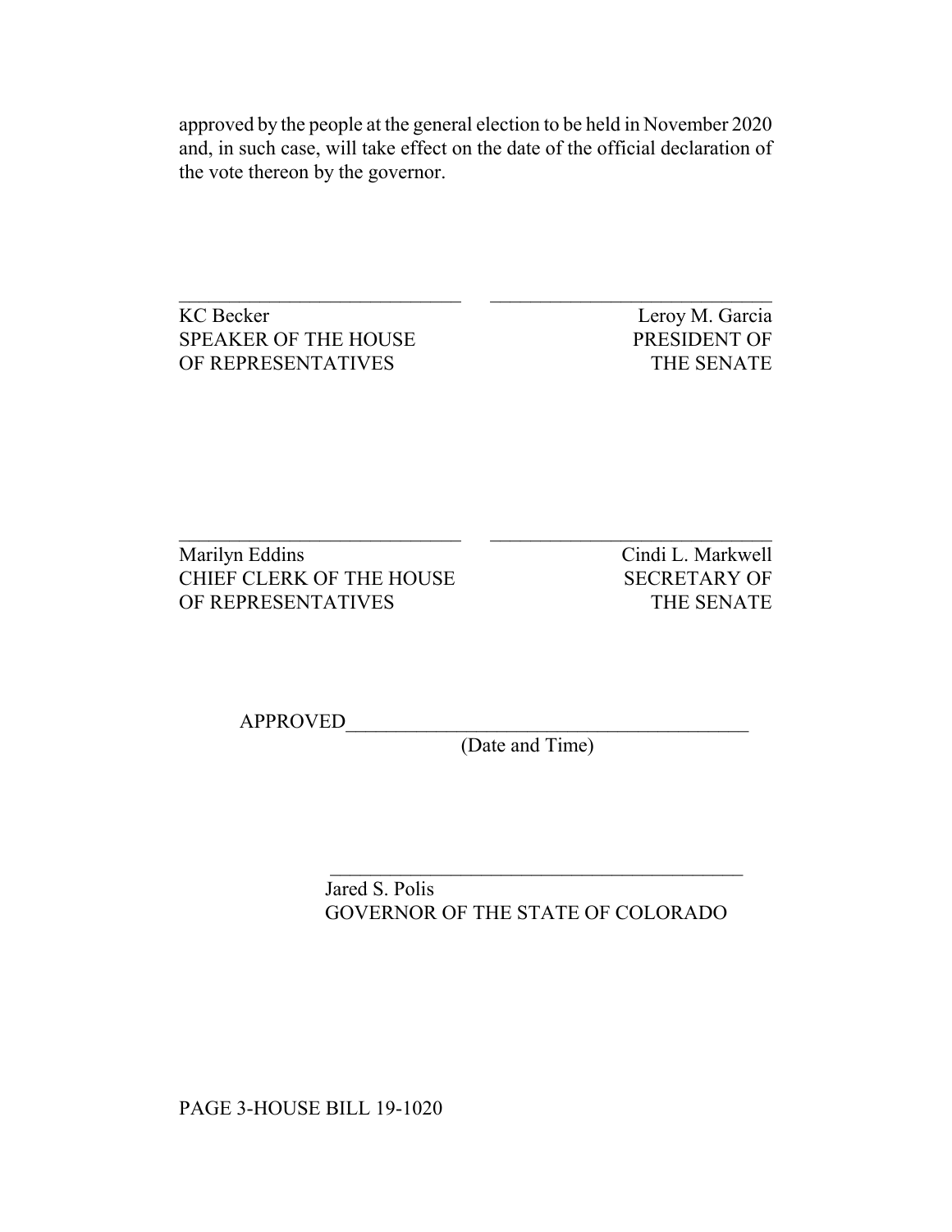approved by the people at the general election to be held in November 2020 and, in such case, will take effect on the date of the official declaration of the vote thereon by the governor.

____________________________ ____________________________

KC Becker
SPEAKER OF THE HOUSE
OF REPRESENTATIVES

Leroy M. Garcia
PRESIDENT OF
THE SENATE

____________________________ ____________________________

Marilyn Eddins
CHIEF CLERK OF THE HOUSE
OF REPRESENTATIVES

Cindi L. Markwell
SECRETARY OF
THE SENATE

APPROVED________________________________________
(Date and Time)

_________________________________________

Jared S. Polis
GOVERNOR OF THE STATE OF COLORADO

PAGE 3-HOUSE BILL 19-1020